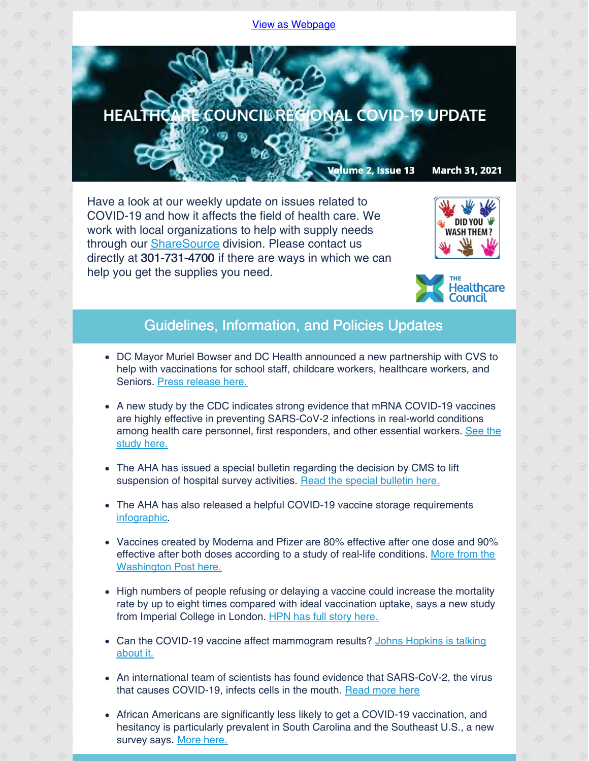View as Webpage

# HEALTHCARE COUNCIL REGIONAL COVID-19 UPDATE

Volume 2, Issue 13 March 31, 2021

Have a look at our weekly update on issues related to COVID-19 and how it affects the field of health care. We work with local organizations to help with supply needs through our ShareSource division. Please contact us directly at **301-731-4700** if there are ways in which we can help you get the supplies you need.

## Guidelines, Information, and Policies Updates

- DC Mayor Muriel Bowser and DC Health announced a new partnership with CVS to help with vaccinations for school staff, childcare workers, healthcare workers, and Seniors. Press release here.
- A new study by the CDC indicates strong evidence that mRNA COVID-19 vaccines are highly effective in preventing SARS-CoV-2 infections in real-world conditions among health care personnel, first responders, and other essential workers. See the study here.
- The AHA has issued a special bulletin regarding the decision by CMS to lift suspension of hospital survey activities. Read the special bulletin here.
- The AHA has also released a helpful COVID-19 vaccine storage requirements infographic.
- Vaccines created by Moderna and Pfizer are 80% effective after one dose and 90% effective after both doses according to a study of real-life conditions. More from the Washington Post here.
- High numbers of people refusing or delaying a vaccine could increase the mortality rate by up to eight times compared with ideal vaccination uptake, says a new study from Imperial College in London. HPN has full story here.
- Can the COVID-19 vaccine affect mammogram results? Johns Hopkins is talking about it.
- An international team of scientists has found evidence that SARS-CoV-2, the virus that causes COVID-19, infects cells in the mouth. Read more here
- African Americans are significantly less likely to get a COVID-19 vaccination, and hesitancy is particularly prevalent in South Carolina and the Southeast U.S., a new survey says. More here.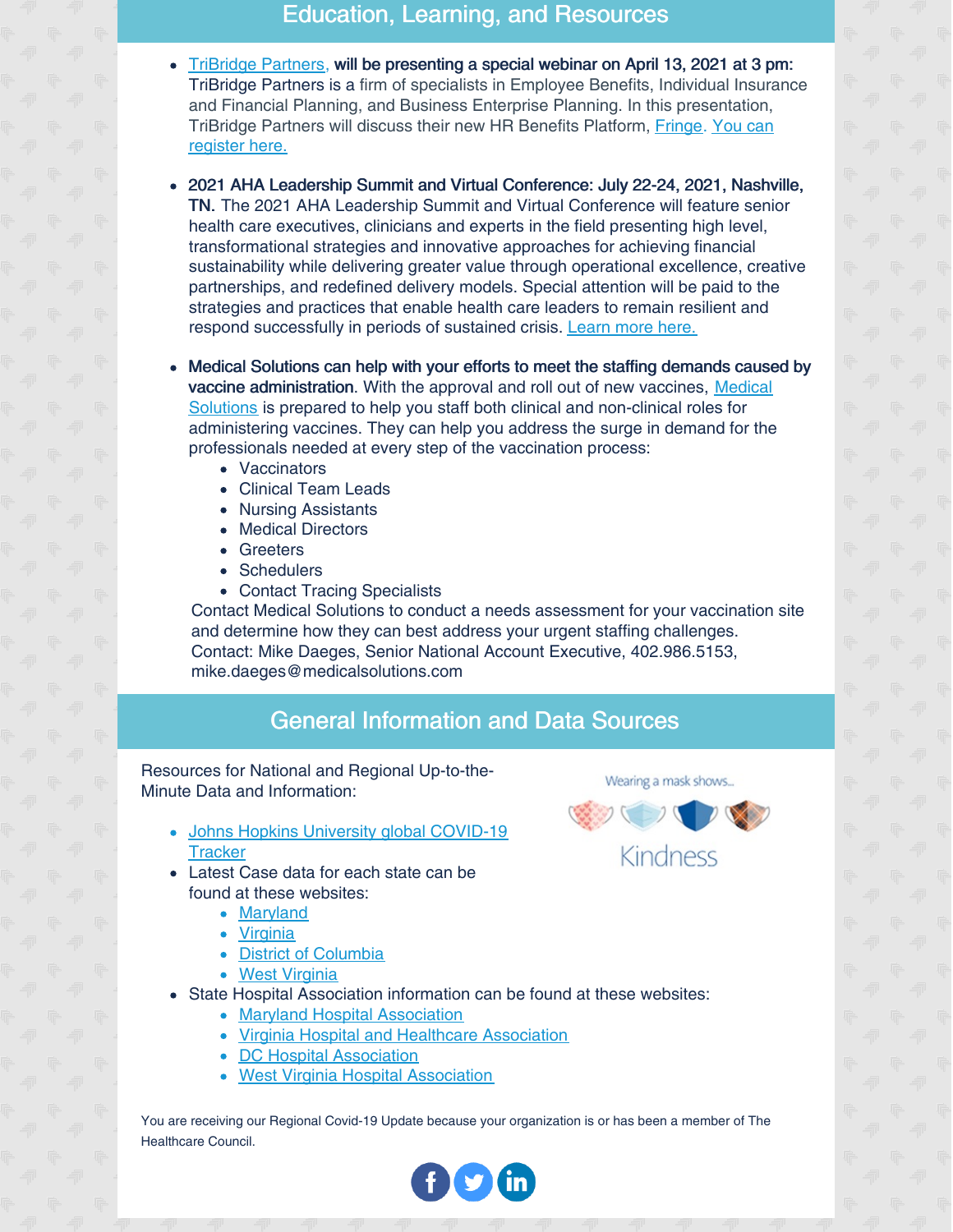## Education, Learning, and Resources

- TriBridge Partners, **will be presenting a special webinar on April 13, 2021 at 3 pm:** TriBridge Partners is a firm of specialists in Employee Benefits, Individual Insurance and Financial Planning, and Business Enterprise Planning. In this presentation, TriBridge Partners will discuss their new HR Benefits Platform, Fringe. You can register here.

- **2021 AHA Leadership Summit and Virtual Conference: July 22-24, 2021, Nashville, TN.** The 2021 AHA Leadership Summit and Virtual Conference will feature senior health care executives, clinicians and experts in the field presenting high level, transformational strategies and innovative approaches for achieving financial sustainability while delivering greater value through operational excellence, creative partnerships, and redefined delivery models. Special attention will be paid to the strategies and practices that enable health care leaders to remain resilient and respond successfully in periods of sustained crisis. Learn more here.

- **Medical Solutions can help with your efforts to meet the staffing demands caused by vaccine administration**. With the approval and roll out of new vaccines, Medical Solutions is prepared to help you staff both clinical and non-clinical roles for administering vaccines. They can help you address the surge in demand for the professionals needed at every step of the vaccination process:
  - Vaccinators
  - Clinical Team Leads
  - Nursing Assistants
  - Medical Directors
  - Greeters
  - Schedulers
  - Contact Tracing Specialists

  Contact Medical Solutions to conduct a needs assessment for your vaccination site and determine how they can best address your urgent staffing challenges. Contact: Mike Daeges, Senior National Account Executive, 402.986.5153, mike.daeges@medicalsolutions.com

## General Information and Data Sources

Resources for National and Regional Up-to-the-Minute Data and Information:

- Johns Hopkins University global COVID-19 Tracker
- Latest Case data for each state can be found at these websites:
  - Maryland
  - Virginia
  - District of Columbia
  - West Virginia
- State Hospital Association information can be found at these websites:
  - Maryland Hospital Association
  - Virginia Hospital and Healthcare Association
  - DC Hospital Association
  - West Virginia Hospital Association

Wearing a mask shows... Kindness

You are receiving our Regional Covid-19 Update because your organization is or has been a member of The Healthcare Council.